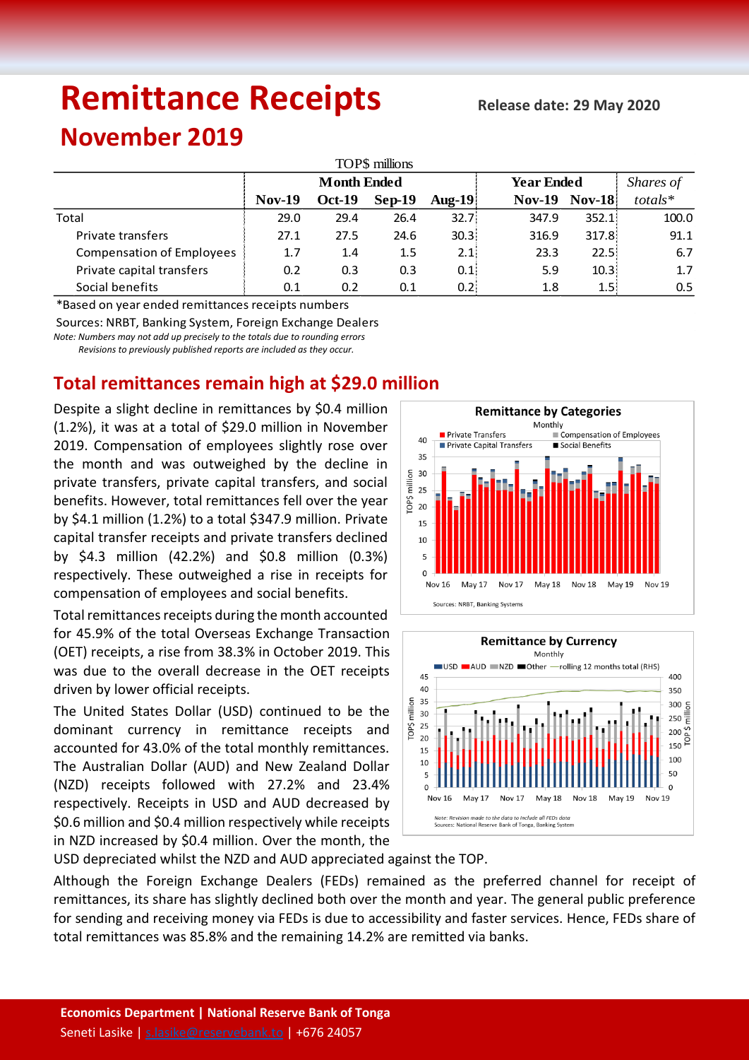# Remittance Receipts

**Release date: 29 May 2020**

## November 2019

TOP$ millions

| | Month Ended | | | | Year Ended | | Shares of |
|---|---|---|---|---|---|---|---|
| | **Nov-19** | **Oct-19** | **Sep-19** | **Aug-19** | **Nov-19** | **Nov-18** | *totals** |
| Total | 29.0 | 29.4 | 26.4 | 32.7 | 347.9 | 352.1 | 100.0 |
| Private transfers | 27.1 | 27.5 | 24.6 | 30.3 | 316.9 | 317.8 | 91.1 |
| Compensation of Employees | 1.7 | 1.4 | 1.5 | 2.1 | 23.3 | 22.5 | 6.7 |
| Private capital transfers | 0.2 | 0.3 | 0.3 | 0.1 | 5.9 | 10.3 | 1.7 |
| Social benefits | 0.1 | 0.2 | 0.1 | 0.2 | 1.8 | 1.5 | 0.5 |

*Based on year ended remittances receipts numbers

Sources: NRBT, Banking System, Foreign Exchange Dealers

*Note: Numbers may not add up precisely to the totals due to rounding errors*

*Revisions to previously published reports are included as they occur.*

## Total remittances remain high at $29.0 million

Despite a slight decline in remittances by $0.4 million (1.2%), it was at a total of $29.0 million in November 2019. Compensation of employees slightly rose over the month and was outweighed by the decline in private transfers, private capital transfers, and social benefits. However, total remittances fell over the year by $4.1 million (1.2%) to a total $347.9 million. Private capital transfer receipts and private transfers declined by $4.3 million (42.2%) and $0.8 million (0.3%) respectively. These outweighed a rise in receipts for compensation of employees and social benefits.

Total remittances receipts during the month accounted for 45.9% of the total Overseas Exchange Transaction (OET) receipts, a rise from 38.3% in October 2019. This was due to the overall decrease in the OET receipts driven by lower official receipts.

The United States Dollar (USD) continued to be the dominant currency in remittance receipts and accounted for 43.0% of the total monthly remittances. The Australian Dollar (AUD) and New Zealand Dollar (NZD) receipts followed with 27.2% and 23.4% respectively. Receipts in USD and AUD decreased by $0.6 million and $0.4 million respectively while receipts in NZD increased by $0.4 million. Over the month, the USD depreciated whilst the NZD and AUD appreciated against the TOP.

Although the Foreign Exchange Dealers (FEDs) remained as the preferred channel for receipt of remittances, its share has slightly declined both over the month and year. The general public preference for sending and receiving money via FEDs is due to accessibility and faster services. Hence, FEDs share of total remittances was 85.8% and the remaining 14.2% are remitted via banks.

**Remittance by Categories**

Monthly

Sources: NRBT, Banking Systems

**Remittance by Currency**

Monthly

*Note: Revision made to the data to include all FEDs data*

*Sources: National Reserve Bank of Tonga, Banking System*

**Economics Department | National Reserve Bank of Tonga**

Seneti Lasike | s.lasike@reservebank.to | +676 24057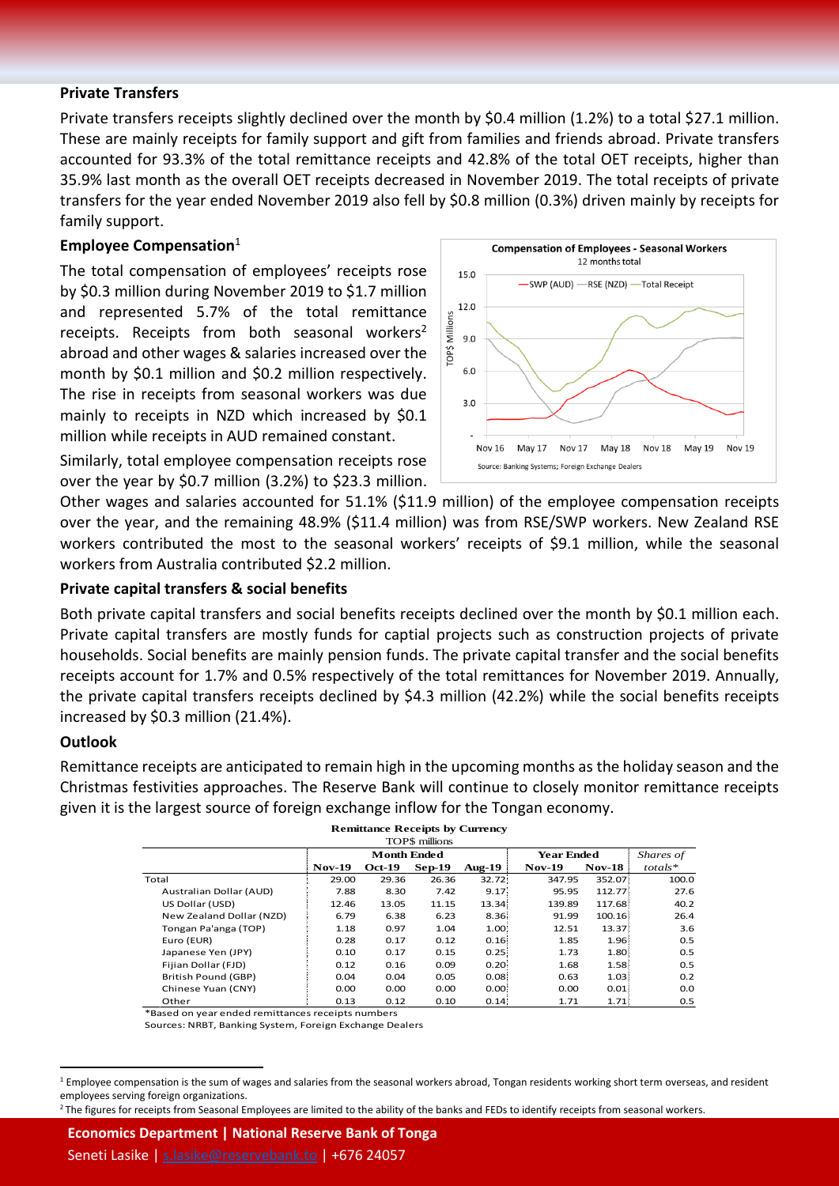### Private Transfers

Private transfers receipts slightly declined over the month by \$0.4 million (1.2%) to a total \$27.1 million. These are mainly receipts for family support and gift from families and friends abroad. Private transfers accounted for 93.3% of the total remittance receipts and 42.8% of the total OET receipts, higher than 35.9% last month as the overall OET receipts decreased in November 2019. The total receipts of private transfers for the year ended November 2019 also fell by \$0.8 million (0.3%) driven mainly by receipts for family support.

### Employee Compensation[1]

The total compensation of employees' receipts rose by \$0.3 million during November 2019 to \$1.7 million and represented 5.7% of the total remittance receipts. Receipts from both seasonal workers[2] abroad and other wages & salaries increased over the month by \$0.1 million and \$0.2 million respectively. The rise in receipts from seasonal workers was due mainly to receipts in NZD which increased by \$0.1 million while receipts in AUD remained constant.

Compensation of Employees - Seasonal Workers
12 months total
SWP (AUD) RSE (NZD) Total Receipt
TOP$ Millions
15.0
12.0
9.0
6.0
3.0
-
Nov 16 May 17 Nov 17 May 18 Nov 18 May 19 Nov 19
Source: Banking Systems; Foreign Exchange Dealers

Similarly, total employee compensation receipts rose over the year by \$0.7 million (3.2%) to \$23.3 million. Other wages and salaries accounted for 51.1% (\$11.9 million) of the employee compensation receipts over the year, and the remaining 48.9% (\$11.4 million) was from RSE/SWP workers. New Zealand RSE workers contributed the most to the seasonal workers' receipts of \$9.1 million, while the seasonal workers from Australia contributed \$2.2 million.

### Private capital transfers & social benefits

Both private capital transfers and social benefits receipts declined over the month by \$0.1 million each. Private capital transfers are mostly funds for captial projects such as construction projects of private households. Social benefits are mainly pension funds. The private capital transfer and the social benefits receipts account for 1.7% and 0.5% respectively of the total remittances for November 2019. Annually, the private capital transfers receipts declined by \$4.3 million (42.2%) while the social benefits receipts increased by \$0.3 million (21.4%).

### Outlook

Remittance receipts are anticipated to remain high in the upcoming months as the holiday season and the Christmas festivities approaches. The Reserve Bank will continue to closely monitor remittance receipts given it is the largest source of foreign exchange inflow for the Tongan economy.

**Remittance Receipts by Currency**
TOP$ millions

| | Month Ended | | | | Year Ended | | Shares of |
|---|---|---|---|---|---|---|---|
| | Nov-19 | Oct-19 | Sep-19 | Aug-19 | Nov-19 | Nov-18 | *totals\** |
| Total | 29.00 | 29.36 | 26.36 | 32.72 | 347.95 | 352.07 | 100.0 |
| Australian Dollar (AUD) | 7.88 | 8.30 | 7.42 | 9.17 | 95.95 | 112.77 | 27.6 |
| US Dollar (USD) | 12.46 | 13.05 | 11.15 | 13.34 | 139.89 | 117.68 | 40.2 |
| New Zealand Dollar (NZD) | 6.79 | 6.38 | 6.23 | 8.36 | 91.99 | 100.16 | 26.4 |
| Tongan Pa'anga (TOP) | 1.18 | 0.97 | 1.04 | 1.00 | 12.51 | 13.37 | 3.6 |
| Euro (EUR) | 0.28 | 0.17 | 0.12 | 0.16 | 1.85 | 1.96 | 0.5 |
| Japanese Yen (JPY) | 0.10 | 0.17 | 0.15 | 0.25 | 1.73 | 1.80 | 0.5 |
| Fijian Dollar (FJD) | 0.12 | 0.16 | 0.09 | 0.20 | 1.68 | 1.58 | 0.5 |
| British Pound (GBP) | 0.04 | 0.04 | 0.05 | 0.08 | 0.63 | 1.03 | 0.2 |
| Chinese Yuan (CNY) | 0.00 | 0.00 | 0.00 | 0.00 | 0.00 | 0.01 | 0.0 |
| Other | 0.13 | 0.12 | 0.10 | 0.14 | 1.71 | 1.71 | 0.5 |

\*Based on year ended remittances receipts numbers

Sources: NRBT, Banking System, Foreign Exchange Dealers

[1] Employee compensation is the sum of wages and salaries from the seasonal workers abroad, Tongan residents working short term overseas, and resident employees serving foreign organizations.

[2] The figures for receipts from Seasonal Employees are limited to the ability of the banks and FEDs to identify receipts from seasonal workers.

**Economics Department | National Reserve Bank of Tonga**

Seneti Lasike | s.lasike@reservebank.to | +676 24057